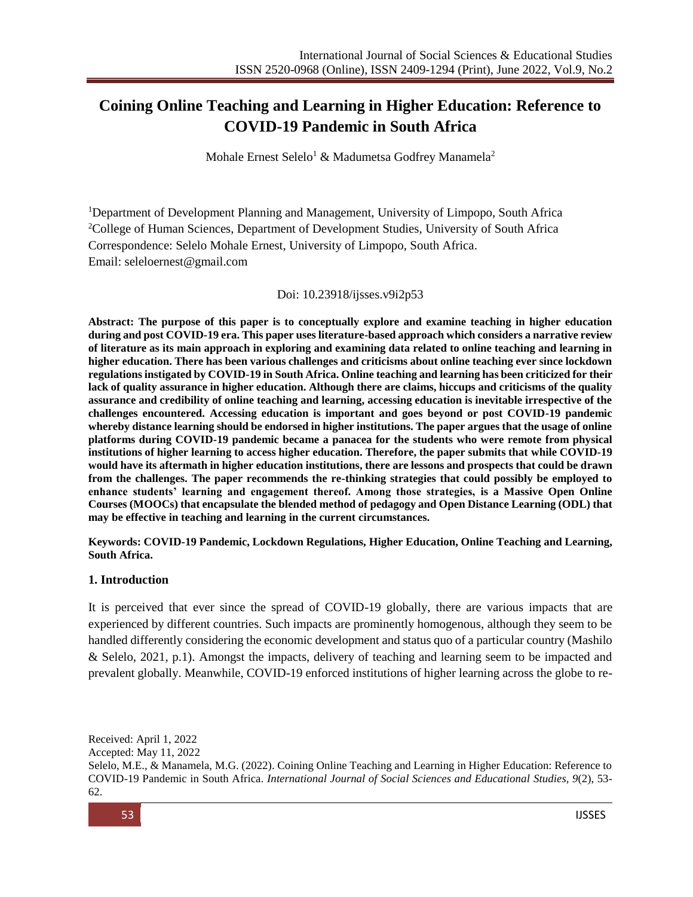# Coining Online Teaching and Learning in Higher Education: Reference to COVID-19 Pandemic in South Africa

Mohale Ernest Selelo[1] & Madumetsa Godfrey Manamela[2]

[1]Department of Development Planning and Management, University of Limpopo, South Africa
[2]College of Human Sciences, Department of Development Studies, University of South Africa
Correspondence: Selelo Mohale Ernest, University of Limpopo, South Africa.
Email: seleloernest@gmail.com

Doi: 10.23918/ijsses.v9i2p53

**Abstract: The purpose of this paper is to conceptually explore and examine teaching in higher education during and post COVID-19 era. This paper uses literature-based approach which considers a narrative review of literature as its main approach in exploring and examining data related to online teaching and learning in higher education. There has been various challenges and criticisms about online teaching ever since lockdown regulations instigated by COVID-19 in South Africa. Online teaching and learning has been criticized for their lack of quality assurance in higher education. Although there are claims, hiccups and criticisms of the quality assurance and credibility of online teaching and learning, accessing education is inevitable irrespective of the challenges encountered. Accessing education is important and goes beyond or post COVID-19 pandemic whereby distance learning should be endorsed in higher institutions. The paper argues that the usage of online platforms during COVID-19 pandemic became a panacea for the students who were remote from physical institutions of higher learning to access higher education. Therefore, the paper submits that while COVID-19 would have its aftermath in higher education institutions, there are lessons and prospects that could be drawn from the challenges. The paper recommends the re-thinking strategies that could possibly be employed to enhance students' learning and engagement thereof. Among those strategies, is a Massive Open Online Courses (MOOCs) that encapsulate the blended method of pedagogy and Open Distance Learning (ODL) that may be effective in teaching and learning in the current circumstances.**

**Keywords: COVID-19 Pandemic, Lockdown Regulations, Higher Education, Online Teaching and Learning, South Africa.**

## 1. Introduction

It is perceived that ever since the spread of COVID-19 globally, there are various impacts that are experienced by different countries. Such impacts are prominently homogenous, although they seem to be handled differently considering the economic development and status quo of a particular country (Mashilo & Selelo, 2021, p.1). Amongst the impacts, delivery of teaching and learning seem to be impacted and prevalent globally. Meanwhile, COVID-19 enforced institutions of higher learning across the globe to re-

Received: April 1, 2022
Accepted: May 11, 2022
Selelo, M.E., & Manamela, M.G. (2022). Coining Online Teaching and Learning in Higher Education: Reference to COVID-19 Pandemic in South Africa. *International Journal of Social Sciences and Educational Studies, 9*(2), 53-62.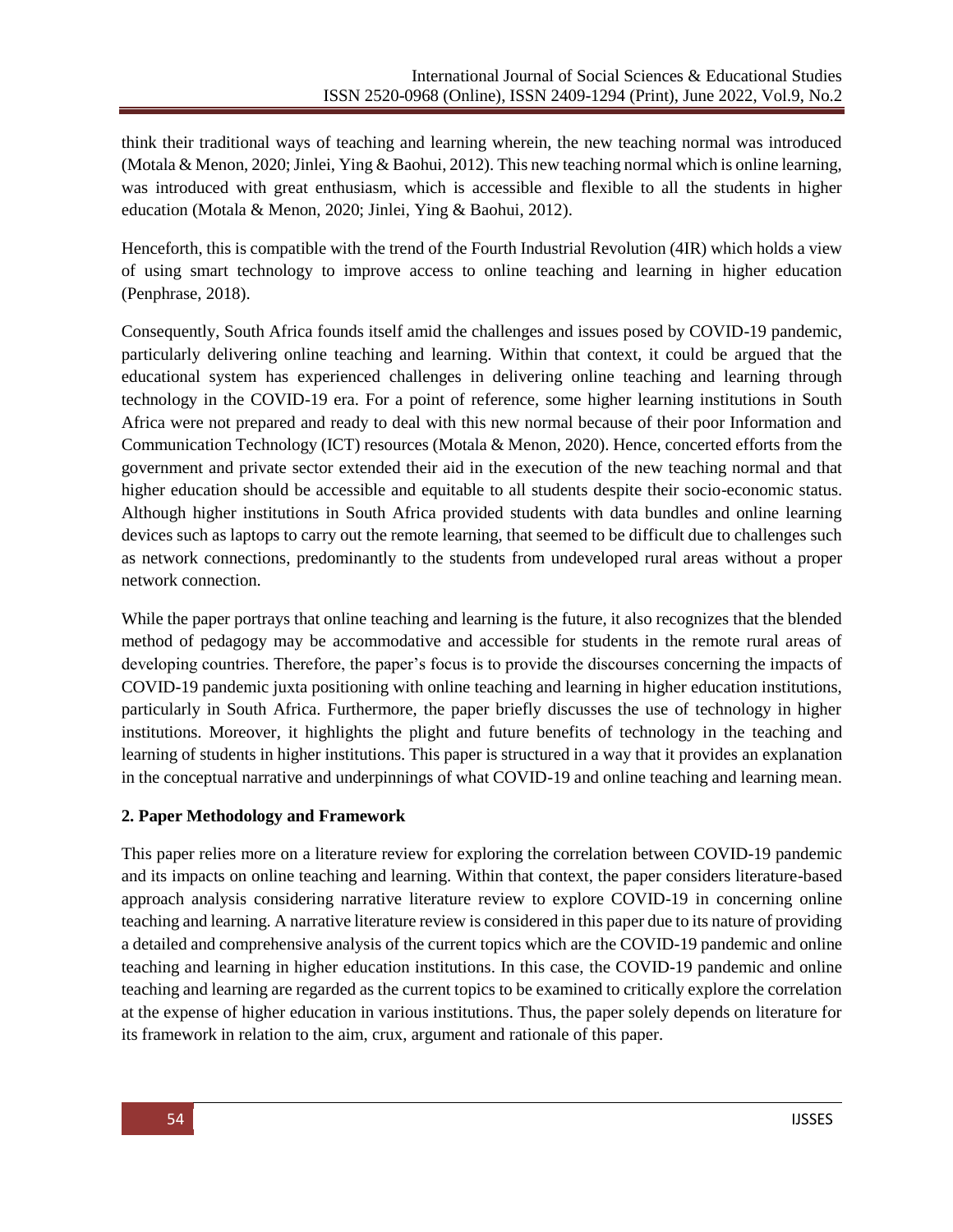think their traditional ways of teaching and learning wherein, the new teaching normal was introduced (Motala & Menon, 2020; Jinlei, Ying & Baohui, 2012). This new teaching normal which is online learning, was introduced with great enthusiasm, which is accessible and flexible to all the students in higher education (Motala & Menon, 2020; Jinlei, Ying & Baohui, 2012).

Henceforth, this is compatible with the trend of the Fourth Industrial Revolution (4IR) which holds a view of using smart technology to improve access to online teaching and learning in higher education (Penphrase, 2018).

Consequently, South Africa founds itself amid the challenges and issues posed by COVID-19 pandemic, particularly delivering online teaching and learning. Within that context, it could be argued that the educational system has experienced challenges in delivering online teaching and learning through technology in the COVID-19 era. For a point of reference, some higher learning institutions in South Africa were not prepared and ready to deal with this new normal because of their poor Information and Communication Technology (ICT) resources (Motala & Menon, 2020). Hence, concerted efforts from the government and private sector extended their aid in the execution of the new teaching normal and that higher education should be accessible and equitable to all students despite their socio-economic status. Although higher institutions in South Africa provided students with data bundles and online learning devices such as laptops to carry out the remote learning, that seemed to be difficult due to challenges such as network connections, predominantly to the students from undeveloped rural areas without a proper network connection.

While the paper portrays that online teaching and learning is the future, it also recognizes that the blended method of pedagogy may be accommodative and accessible for students in the remote rural areas of developing countries. Therefore, the paper's focus is to provide the discourses concerning the impacts of COVID-19 pandemic juxta positioning with online teaching and learning in higher education institutions, particularly in South Africa. Furthermore, the paper briefly discusses the use of technology in higher institutions. Moreover, it highlights the plight and future benefits of technology in the teaching and learning of students in higher institutions. This paper is structured in a way that it provides an explanation in the conceptual narrative and underpinnings of what COVID-19 and online teaching and learning mean.

## 2. Paper Methodology and Framework

This paper relies more on a literature review for exploring the correlation between COVID-19 pandemic and its impacts on online teaching and learning. Within that context, the paper considers literature-based approach analysis considering narrative literature review to explore COVID-19 in concerning online teaching and learning. A narrative literature review is considered in this paper due to its nature of providing a detailed and comprehensive analysis of the current topics which are the COVID-19 pandemic and online teaching and learning in higher education institutions. In this case, the COVID-19 pandemic and online teaching and learning are regarded as the current topics to be examined to critically explore the correlation at the expense of higher education in various institutions. Thus, the paper solely depends on literature for its framework in relation to the aim, crux, argument and rationale of this paper.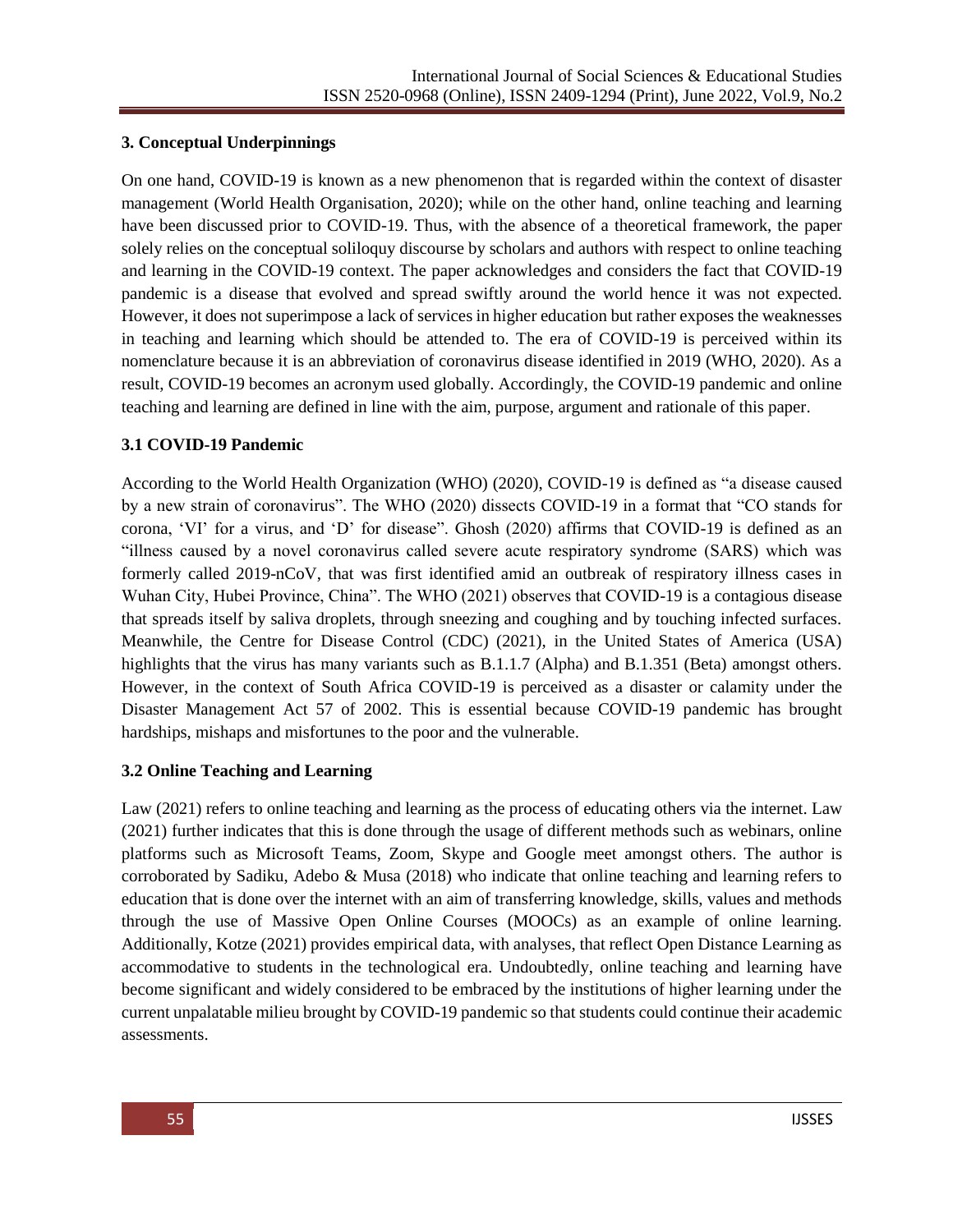## 3. Conceptual Underpinnings

On one hand, COVID-19 is known as a new phenomenon that is regarded within the context of disaster management (World Health Organisation, 2020); while on the other hand, online teaching and learning have been discussed prior to COVID-19. Thus, with the absence of a theoretical framework, the paper solely relies on the conceptual soliloquy discourse by scholars and authors with respect to online teaching and learning in the COVID-19 context. The paper acknowledges and considers the fact that COVID-19 pandemic is a disease that evolved and spread swiftly around the world hence it was not expected. However, it does not superimpose a lack of services in higher education but rather exposes the weaknesses in teaching and learning which should be attended to. The era of COVID-19 is perceived within its nomenclature because it is an abbreviation of coronavirus disease identified in 2019 (WHO, 2020). As a result, COVID-19 becomes an acronym used globally. Accordingly, the COVID-19 pandemic and online teaching and learning are defined in line with the aim, purpose, argument and rationale of this paper.

### 3.1 COVID-19 Pandemic

According to the World Health Organization (WHO) (2020), COVID-19 is defined as "a disease caused by a new strain of coronavirus". The WHO (2020) dissects COVID-19 in a format that "CO stands for corona, 'VI' for a virus, and 'D' for disease". Ghosh (2020) affirms that COVID-19 is defined as an "illness caused by a novel coronavirus called severe acute respiratory syndrome (SARS) which was formerly called 2019-nCoV, that was first identified amid an outbreak of respiratory illness cases in Wuhan City, Hubei Province, China". The WHO (2021) observes that COVID-19 is a contagious disease that spreads itself by saliva droplets, through sneezing and coughing and by touching infected surfaces. Meanwhile, the Centre for Disease Control (CDC) (2021), in the United States of America (USA) highlights that the virus has many variants such as B.1.1.7 (Alpha) and B.1.351 (Beta) amongst others. However, in the context of South Africa COVID-19 is perceived as a disaster or calamity under the Disaster Management Act 57 of 2002. This is essential because COVID-19 pandemic has brought hardships, mishaps and misfortunes to the poor and the vulnerable.

### 3.2 Online Teaching and Learning

Law (2021) refers to online teaching and learning as the process of educating others via the internet. Law (2021) further indicates that this is done through the usage of different methods such as webinars, online platforms such as Microsoft Teams, Zoom, Skype and Google meet amongst others. The author is corroborated by Sadiku, Adebo & Musa (2018) who indicate that online teaching and learning refers to education that is done over the internet with an aim of transferring knowledge, skills, values and methods through the use of Massive Open Online Courses (MOOCs) as an example of online learning. Additionally, Kotze (2021) provides empirical data, with analyses, that reflect Open Distance Learning as accommodative to students in the technological era. Undoubtedly, online teaching and learning have become significant and widely considered to be embraced by the institutions of higher learning under the current unpalatable milieu brought by COVID-19 pandemic so that students could continue their academic assessments.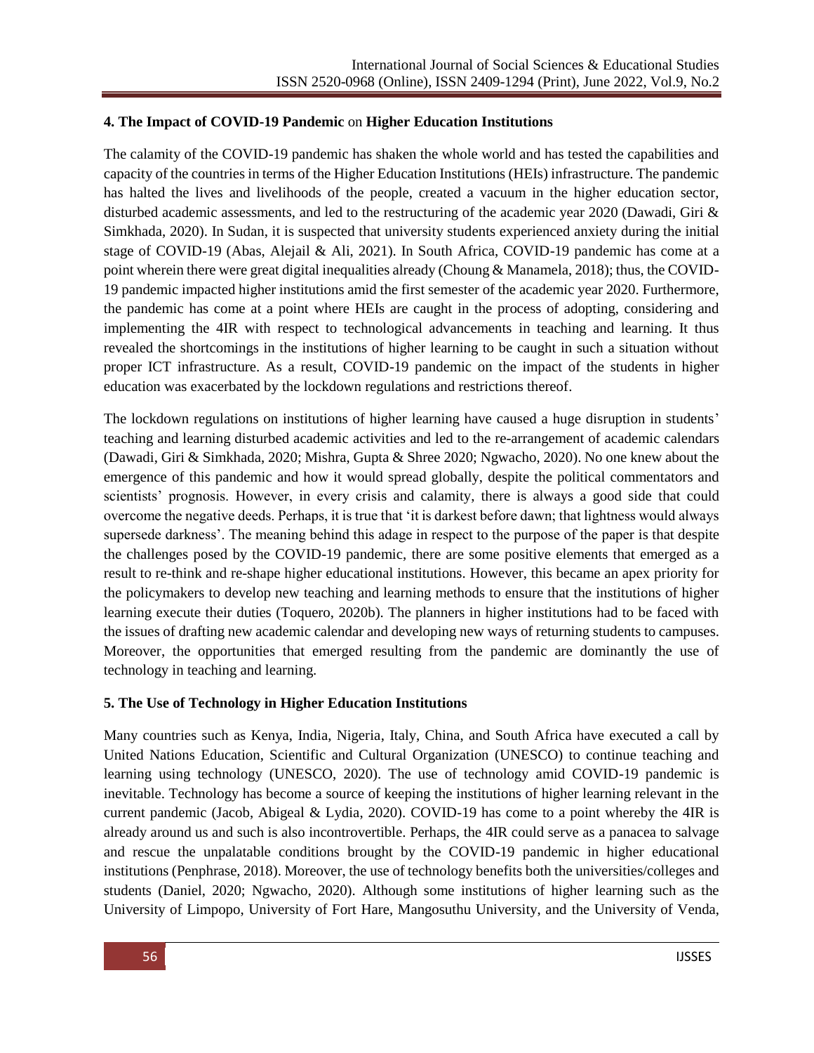## 4. The Impact of COVID-19 Pandemic on Higher Education Institutions

The calamity of the COVID-19 pandemic has shaken the whole world and has tested the capabilities and capacity of the countries in terms of the Higher Education Institutions (HEIs) infrastructure. The pandemic has halted the lives and livelihoods of the people, created a vacuum in the higher education sector, disturbed academic assessments, and led to the restructuring of the academic year 2020 (Dawadi, Giri & Simkhada, 2020). In Sudan, it is suspected that university students experienced anxiety during the initial stage of COVID-19 (Abas, Alejail & Ali, 2021). In South Africa, COVID-19 pandemic has come at a point wherein there were great digital inequalities already (Choung & Manamela, 2018); thus, the COVID-19 pandemic impacted higher institutions amid the first semester of the academic year 2020. Furthermore, the pandemic has come at a point where HEIs are caught in the process of adopting, considering and implementing the 4IR with respect to technological advancements in teaching and learning. It thus revealed the shortcomings in the institutions of higher learning to be caught in such a situation without proper ICT infrastructure. As a result, COVID-19 pandemic on the impact of the students in higher education was exacerbated by the lockdown regulations and restrictions thereof.

The lockdown regulations on institutions of higher learning have caused a huge disruption in students' teaching and learning disturbed academic activities and led to the re-arrangement of academic calendars (Dawadi, Giri & Simkhada, 2020; Mishra, Gupta & Shree 2020; Ngwacho, 2020). No one knew about the emergence of this pandemic and how it would spread globally, despite the political commentators and scientists' prognosis. However, in every crisis and calamity, there is always a good side that could overcome the negative deeds. Perhaps, it is true that 'it is darkest before dawn; that lightness would always supersede darkness'. The meaning behind this adage in respect to the purpose of the paper is that despite the challenges posed by the COVID-19 pandemic, there are some positive elements that emerged as a result to re-think and re-shape higher educational institutions. However, this became an apex priority for the policymakers to develop new teaching and learning methods to ensure that the institutions of higher learning execute their duties (Toquero, 2020b). The planners in higher institutions had to be faced with the issues of drafting new academic calendar and developing new ways of returning students to campuses. Moreover, the opportunities that emerged resulting from the pandemic are dominantly the use of technology in teaching and learning.

## 5. The Use of Technology in Higher Education Institutions

Many countries such as Kenya, India, Nigeria, Italy, China, and South Africa have executed a call by United Nations Education, Scientific and Cultural Organization (UNESCO) to continue teaching and learning using technology (UNESCO, 2020). The use of technology amid COVID-19 pandemic is inevitable. Technology has become a source of keeping the institutions of higher learning relevant in the current pandemic (Jacob, Abigeal & Lydia, 2020). COVID-19 has come to a point whereby the 4IR is already around us and such is also incontrovertible. Perhaps, the 4IR could serve as a panacea to salvage and rescue the unpalatable conditions brought by the COVID-19 pandemic in higher educational institutions (Penphrase, 2018). Moreover, the use of technology benefits both the universities/colleges and students (Daniel, 2020; Ngwacho, 2020). Although some institutions of higher learning such as the University of Limpopo, University of Fort Hare, Mangosuthu University, and the University of Venda,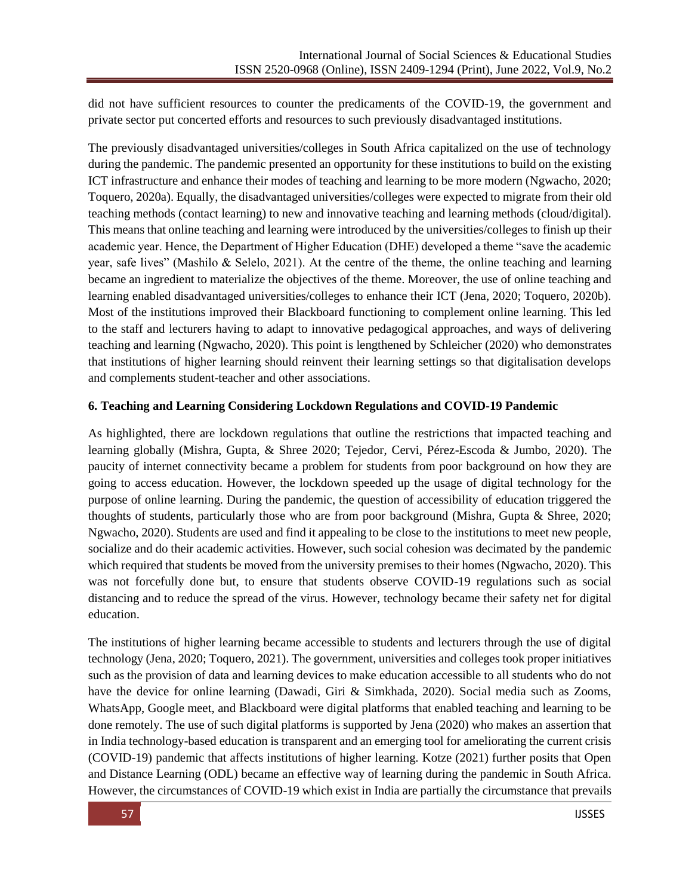did not have sufficient resources to counter the predicaments of the COVID-19, the government and private sector put concerted efforts and resources to such previously disadvantaged institutions.

The previously disadvantaged universities/colleges in South Africa capitalized on the use of technology during the pandemic. The pandemic presented an opportunity for these institutions to build on the existing ICT infrastructure and enhance their modes of teaching and learning to be more modern (Ngwacho, 2020; Toquero, 2020a). Equally, the disadvantaged universities/colleges were expected to migrate from their old teaching methods (contact learning) to new and innovative teaching and learning methods (cloud/digital). This means that online teaching and learning were introduced by the universities/colleges to finish up their academic year. Hence, the Department of Higher Education (DHE) developed a theme "save the academic year, safe lives" (Mashilo & Selelo, 2021). At the centre of the theme, the online teaching and learning became an ingredient to materialize the objectives of the theme. Moreover, the use of online teaching and learning enabled disadvantaged universities/colleges to enhance their ICT (Jena, 2020; Toquero, 2020b). Most of the institutions improved their Blackboard functioning to complement online learning. This led to the staff and lecturers having to adapt to innovative pedagogical approaches, and ways of delivering teaching and learning (Ngwacho, 2020). This point is lengthened by Schleicher (2020) who demonstrates that institutions of higher learning should reinvent their learning settings so that digitalisation develops and complements student-teacher and other associations.

## 6. Teaching and Learning Considering Lockdown Regulations and COVID-19 Pandemic

As highlighted, there are lockdown regulations that outline the restrictions that impacted teaching and learning globally (Mishra, Gupta, & Shree 2020; Tejedor, Cervi, Pérez-Escoda & Jumbo, 2020). The paucity of internet connectivity became a problem for students from poor background on how they are going to access education. However, the lockdown speeded up the usage of digital technology for the purpose of online learning. During the pandemic, the question of accessibility of education triggered the thoughts of students, particularly those who are from poor background (Mishra, Gupta & Shree, 2020; Ngwacho, 2020). Students are used and find it appealing to be close to the institutions to meet new people, socialize and do their academic activities. However, such social cohesion was decimated by the pandemic which required that students be moved from the university premises to their homes (Ngwacho, 2020). This was not forcefully done but, to ensure that students observe COVID-19 regulations such as social distancing and to reduce the spread of the virus. However, technology became their safety net for digital education.

The institutions of higher learning became accessible to students and lecturers through the use of digital technology (Jena, 2020; Toquero, 2021). The government, universities and colleges took proper initiatives such as the provision of data and learning devices to make education accessible to all students who do not have the device for online learning (Dawadi, Giri & Simkhada, 2020). Social media such as Zooms, WhatsApp, Google meet, and Blackboard were digital platforms that enabled teaching and learning to be done remotely. The use of such digital platforms is supported by Jena (2020) who makes an assertion that in India technology-based education is transparent and an emerging tool for ameliorating the current crisis (COVID-19) pandemic that affects institutions of higher learning. Kotze (2021) further posits that Open and Distance Learning (ODL) became an effective way of learning during the pandemic in South Africa. However, the circumstances of COVID-19 which exist in India are partially the circumstance that prevails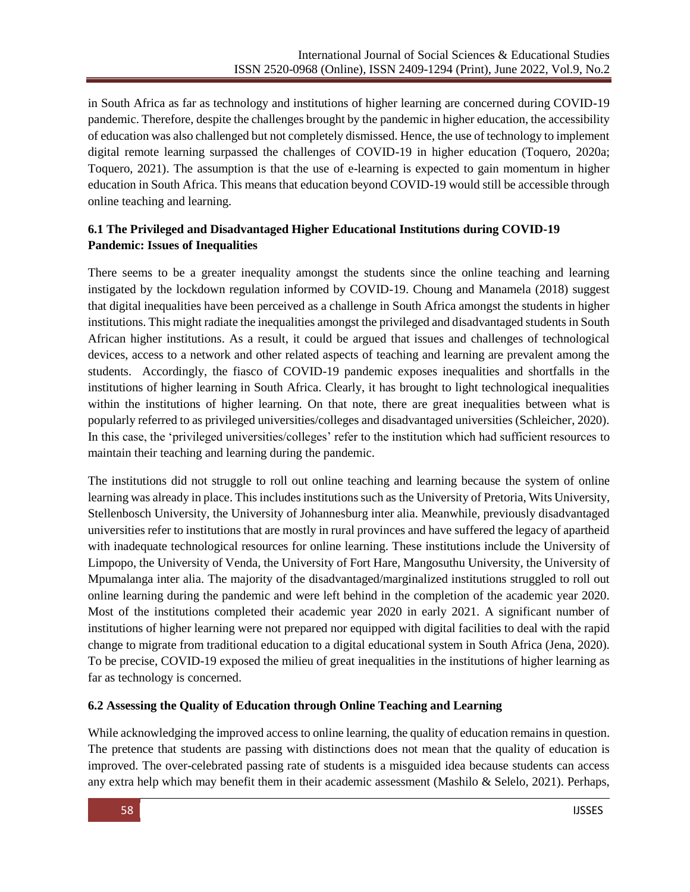in South Africa as far as technology and institutions of higher learning are concerned during COVID-19 pandemic. Therefore, despite the challenges brought by the pandemic in higher education, the accessibility of education was also challenged but not completely dismissed. Hence, the use of technology to implement digital remote learning surpassed the challenges of COVID-19 in higher education (Toquero, 2020a; Toquero, 2021). The assumption is that the use of e-learning is expected to gain momentum in higher education in South Africa. This means that education beyond COVID-19 would still be accessible through online teaching and learning.

### 6.1 The Privileged and Disadvantaged Higher Educational Institutions during COVID-19 Pandemic: Issues of Inequalities

There seems to be a greater inequality amongst the students since the online teaching and learning instigated by the lockdown regulation informed by COVID-19. Choung and Manamela (2018) suggest that digital inequalities have been perceived as a challenge in South Africa amongst the students in higher institutions. This might radiate the inequalities amongst the privileged and disadvantaged students in South African higher institutions. As a result, it could be argued that issues and challenges of technological devices, access to a network and other related aspects of teaching and learning are prevalent among the students. Accordingly, the fiasco of COVID-19 pandemic exposes inequalities and shortfalls in the institutions of higher learning in South Africa. Clearly, it has brought to light technological inequalities within the institutions of higher learning. On that note, there are great inequalities between what is popularly referred to as privileged universities/colleges and disadvantaged universities (Schleicher, 2020). In this case, the 'privileged universities/colleges' refer to the institution which had sufficient resources to maintain their teaching and learning during the pandemic.

The institutions did not struggle to roll out online teaching and learning because the system of online learning was already in place. This includes institutions such as the University of Pretoria, Wits University, Stellenbosch University, the University of Johannesburg inter alia. Meanwhile, previously disadvantaged universities refer to institutions that are mostly in rural provinces and have suffered the legacy of apartheid with inadequate technological resources for online learning. These institutions include the University of Limpopo, the University of Venda, the University of Fort Hare, Mangosuthu University, the University of Mpumalanga inter alia. The majority of the disadvantaged/marginalized institutions struggled to roll out online learning during the pandemic and were left behind in the completion of the academic year 2020. Most of the institutions completed their academic year 2020 in early 2021. A significant number of institutions of higher learning were not prepared nor equipped with digital facilities to deal with the rapid change to migrate from traditional education to a digital educational system in South Africa (Jena, 2020). To be precise, COVID-19 exposed the milieu of great inequalities in the institutions of higher learning as far as technology is concerned.

### 6.2 Assessing the Quality of Education through Online Teaching and Learning

While acknowledging the improved access to online learning, the quality of education remains in question. The pretence that students are passing with distinctions does not mean that the quality of education is improved. The over-celebrated passing rate of students is a misguided idea because students can access any extra help which may benefit them in their academic assessment (Mashilo & Selelo, 2021). Perhaps,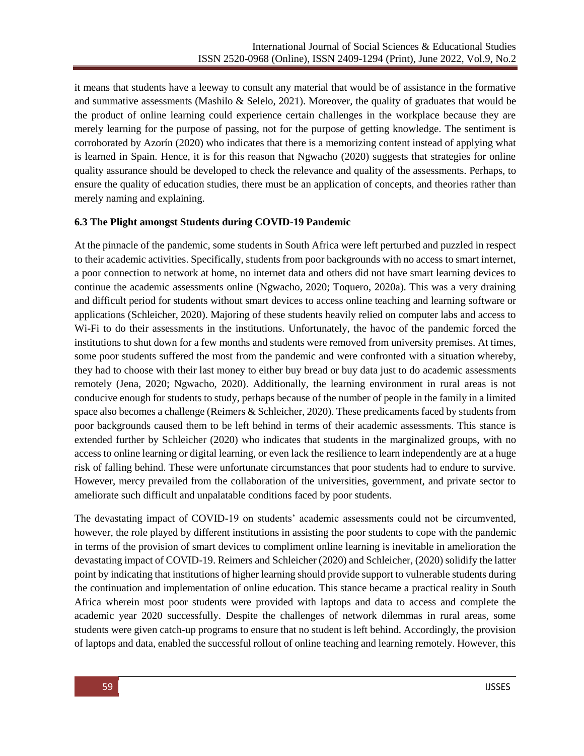it means that students have a leeway to consult any material that would be of assistance in the formative and summative assessments (Mashilo & Selelo, 2021). Moreover, the quality of graduates that would be the product of online learning could experience certain challenges in the workplace because they are merely learning for the purpose of passing, not for the purpose of getting knowledge. The sentiment is corroborated by Azorín (2020) who indicates that there is a memorizing content instead of applying what is learned in Spain. Hence, it is for this reason that Ngwacho (2020) suggests that strategies for online quality assurance should be developed to check the relevance and quality of the assessments. Perhaps, to ensure the quality of education studies, there must be an application of concepts, and theories rather than merely naming and explaining.

### 6.3 The Plight amongst Students during COVID-19 Pandemic

At the pinnacle of the pandemic, some students in South Africa were left perturbed and puzzled in respect to their academic activities. Specifically, students from poor backgrounds with no access to smart internet, a poor connection to network at home, no internet data and others did not have smart learning devices to continue the academic assessments online (Ngwacho, 2020; Toquero, 2020a). This was a very draining and difficult period for students without smart devices to access online teaching and learning software or applications (Schleicher, 2020). Majoring of these students heavily relied on computer labs and access to Wi-Fi to do their assessments in the institutions. Unfortunately, the havoc of the pandemic forced the institutions to shut down for a few months and students were removed from university premises. At times, some poor students suffered the most from the pandemic and were confronted with a situation whereby, they had to choose with their last money to either buy bread or buy data just to do academic assessments remotely (Jena, 2020; Ngwacho, 2020). Additionally, the learning environment in rural areas is not conducive enough for students to study, perhaps because of the number of people in the family in a limited space also becomes a challenge (Reimers & Schleicher, 2020). These predicaments faced by students from poor backgrounds caused them to be left behind in terms of their academic assessments. This stance is extended further by Schleicher (2020) who indicates that students in the marginalized groups, with no access to online learning or digital learning, or even lack the resilience to learn independently are at a huge risk of falling behind. These were unfortunate circumstances that poor students had to endure to survive. However, mercy prevailed from the collaboration of the universities, government, and private sector to ameliorate such difficult and unpalatable conditions faced by poor students.

The devastating impact of COVID-19 on students' academic assessments could not be circumvented, however, the role played by different institutions in assisting the poor students to cope with the pandemic in terms of the provision of smart devices to compliment online learning is inevitable in amelioration the devastating impact of COVID-19. Reimers and Schleicher (2020) and Schleicher, (2020) solidify the latter point by indicating that institutions of higher learning should provide support to vulnerable students during the continuation and implementation of online education. This stance became a practical reality in South Africa wherein most poor students were provided with laptops and data to access and complete the academic year 2020 successfully. Despite the challenges of network dilemmas in rural areas, some students were given catch-up programs to ensure that no student is left behind. Accordingly, the provision of laptops and data, enabled the successful rollout of online teaching and learning remotely. However, this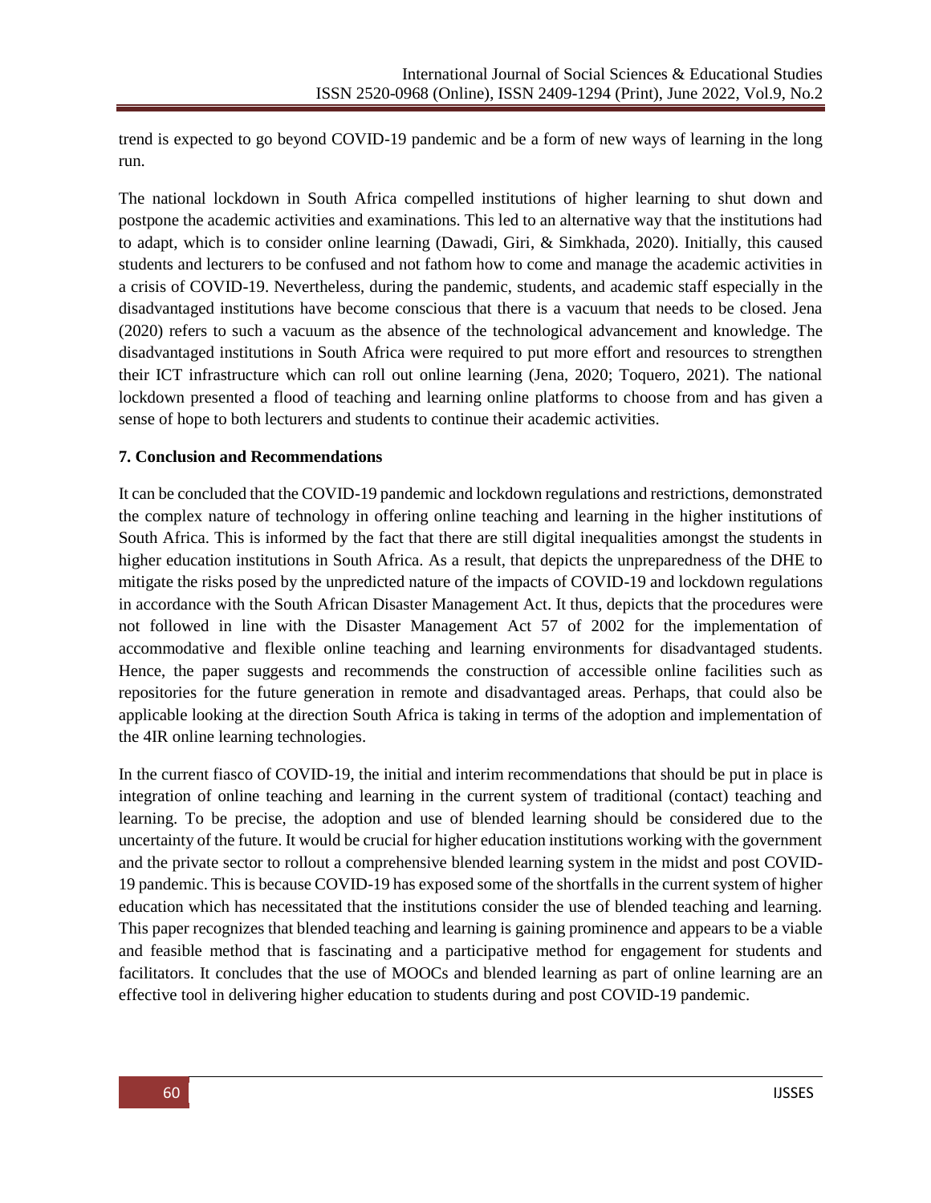trend is expected to go beyond COVID-19 pandemic and be a form of new ways of learning in the long run.

The national lockdown in South Africa compelled institutions of higher learning to shut down and postpone the academic activities and examinations. This led to an alternative way that the institutions had to adapt, which is to consider online learning (Dawadi, Giri, & Simkhada, 2020). Initially, this caused students and lecturers to be confused and not fathom how to come and manage the academic activities in a crisis of COVID-19. Nevertheless, during the pandemic, students, and academic staff especially in the disadvantaged institutions have become conscious that there is a vacuum that needs to be closed. Jena (2020) refers to such a vacuum as the absence of the technological advancement and knowledge. The disadvantaged institutions in South Africa were required to put more effort and resources to strengthen their ICT infrastructure which can roll out online learning (Jena, 2020; Toquero, 2021). The national lockdown presented a flood of teaching and learning online platforms to choose from and has given a sense of hope to both lecturers and students to continue their academic activities.

## 7. Conclusion and Recommendations

It can be concluded that the COVID-19 pandemic and lockdown regulations and restrictions, demonstrated the complex nature of technology in offering online teaching and learning in the higher institutions of South Africa. This is informed by the fact that there are still digital inequalities amongst the students in higher education institutions in South Africa. As a result, that depicts the unpreparedness of the DHE to mitigate the risks posed by the unpredicted nature of the impacts of COVID-19 and lockdown regulations in accordance with the South African Disaster Management Act. It thus, depicts that the procedures were not followed in line with the Disaster Management Act 57 of 2002 for the implementation of accommodative and flexible online teaching and learning environments for disadvantaged students. Hence, the paper suggests and recommends the construction of accessible online facilities such as repositories for the future generation in remote and disadvantaged areas. Perhaps, that could also be applicable looking at the direction South Africa is taking in terms of the adoption and implementation of the 4IR online learning technologies.

In the current fiasco of COVID-19, the initial and interim recommendations that should be put in place is integration of online teaching and learning in the current system of traditional (contact) teaching and learning. To be precise, the adoption and use of blended learning should be considered due to the uncertainty of the future. It would be crucial for higher education institutions working with the government and the private sector to rollout a comprehensive blended learning system in the midst and post COVID-19 pandemic. This is because COVID-19 has exposed some of the shortfalls in the current system of higher education which has necessitated that the institutions consider the use of blended teaching and learning. This paper recognizes that blended teaching and learning is gaining prominence and appears to be a viable and feasible method that is fascinating and a participative method for engagement for students and facilitators. It concludes that the use of MOOCs and blended learning as part of online learning are an effective tool in delivering higher education to students during and post COVID-19 pandemic.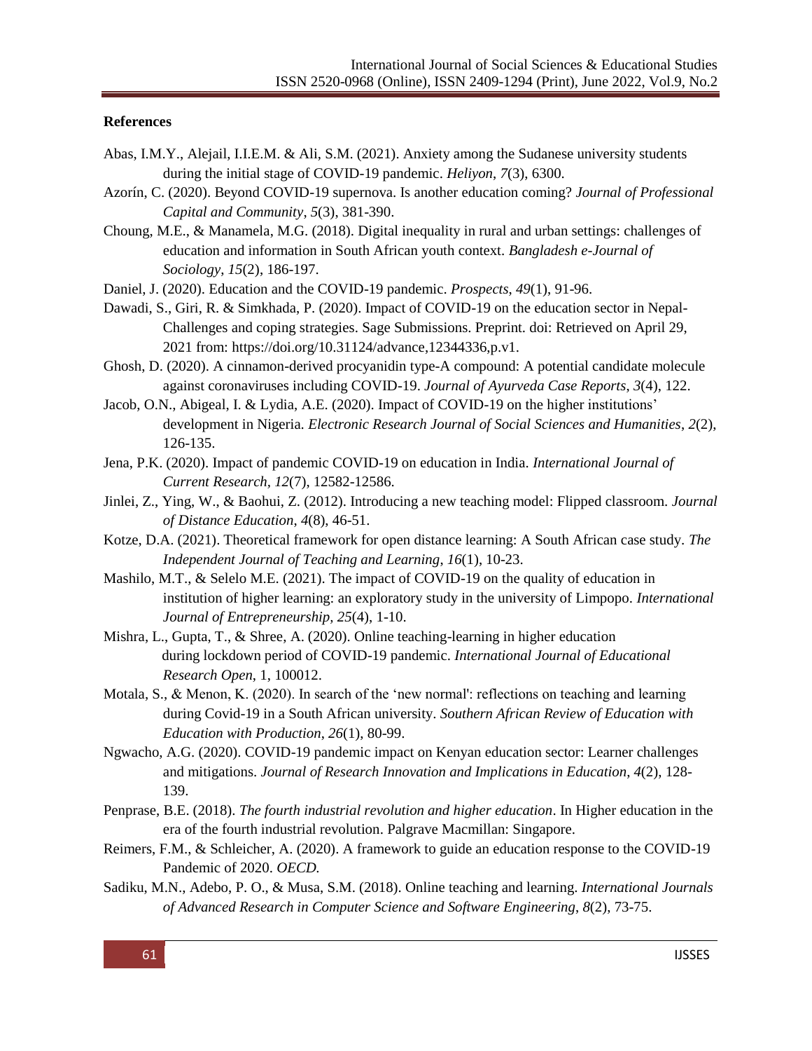## References

Abas, I.M.Y., Alejail, I.I.E.M. & Ali, S.M. (2021). Anxiety among the Sudanese university students during the initial stage of COVID-19 pandemic. *Heliyon*, *7*(3), 6300.

Azorín, C. (2020). Beyond COVID-19 supernova. Is another education coming? *Journal of Professional Capital and Community*, *5*(3), 381-390.

Choung, M.E., & Manamela, M.G. (2018). Digital inequality in rural and urban settings: challenges of education and information in South African youth context. *Bangladesh e-Journal of Sociology*, *15*(2), 186-197.

Daniel, J. (2020). Education and the COVID-19 pandemic. *Prospects*, *49*(1), 91-96.

Dawadi, S., Giri, R. & Simkhada, P. (2020). Impact of COVID-19 on the education sector in Nepal-Challenges and coping strategies. Sage Submissions. Preprint. doi: Retrieved on April 29, 2021 from: https://doi.org/10.31124/advance,12344336,p.v1.

Ghosh, D. (2020). A cinnamon-derived procyanidin type-A compound: A potential candidate molecule against coronaviruses including COVID-19. *Journal of Ayurveda Case Reports*, *3*(4), 122.

Jacob, O.N., Abigeal, I. & Lydia, A.E. (2020). Impact of COVID-19 on the higher institutions' development in Nigeria. *Electronic Research Journal of Social Sciences and Humanities*, *2*(2), 126-135.

Jena, P.K. (2020). Impact of pandemic COVID-19 on education in India. *International Journal of Current Research*, *12*(7), 12582-12586.

Jinlei, Z., Ying, W., & Baohui, Z. (2012). Introducing a new teaching model: Flipped classroom. *Journal of Distance Education*, *4*(8), 46-51.

Kotze, D.A. (2021). Theoretical framework for open distance learning: A South African case study. *The Independent Journal of Teaching and Learning*, *16*(1), 10-23.

Mashilo, M.T., & Selelo M.E. (2021). The impact of COVID-19 on the quality of education in institution of higher learning: an exploratory study in the university of Limpopo. *International Journal of Entrepreneurship*, *25*(4), 1-10.

Mishra, L., Gupta, T., & Shree, A. (2020). Online teaching-learning in higher education during lockdown period of COVID-19 pandemic. *International Journal of Educational Research Open*, 1, 100012.

Motala, S., & Menon, K. (2020). In search of the 'new normal': reflections on teaching and learning during Covid-19 in a South African university. *Southern African Review of Education with Education with Production*, *26*(1), 80-99.

Ngwacho, A.G. (2020). COVID-19 pandemic impact on Kenyan education sector: Learner challenges and mitigations. *Journal of Research Innovation and Implications in Education*, *4*(2), 128-139.

Penprase, B.E. (2018). *The fourth industrial revolution and higher education*. In Higher education in the era of the fourth industrial revolution. Palgrave Macmillan: Singapore.

Reimers, F.M., & Schleicher, A. (2020). A framework to guide an education response to the COVID-19 Pandemic of 2020. *OECD.*

Sadiku, M.N., Adebo, P. O., & Musa, S.M. (2018). Online teaching and learning. *International Journals of Advanced Research in Computer Science and Software Engineering*, *8*(2), 73-75.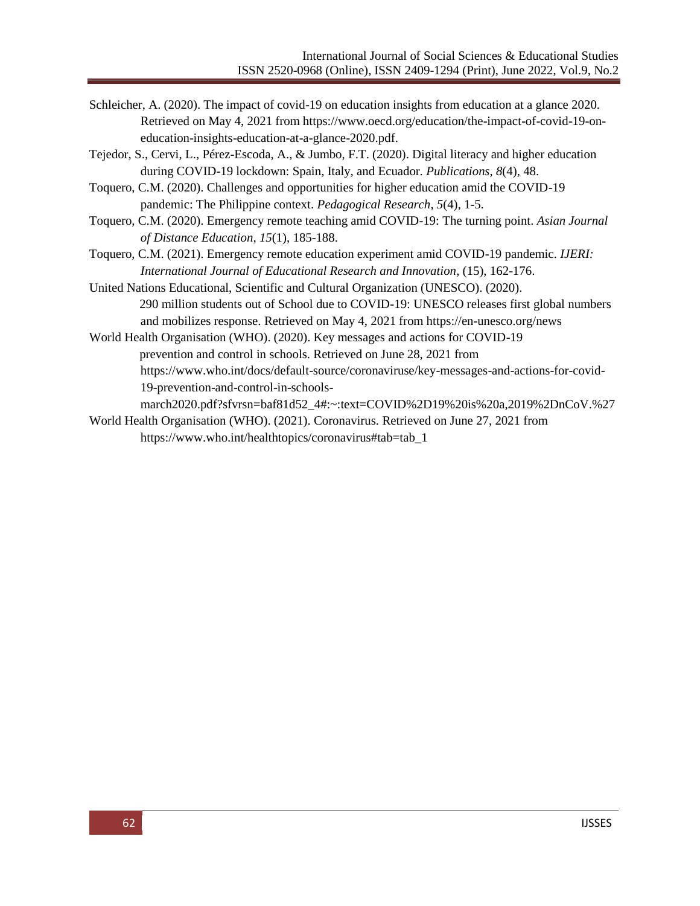Schleicher, A. (2020). The impact of covid-19 on education insights from education at a glance 2020. Retrieved on May 4, 2021 from https://www.oecd.org/education/the-impact-of-covid-19-on-education-insights-education-at-a-glance-2020.pdf.

Tejedor, S., Cervi, L., Pérez-Escoda, A., & Jumbo, F.T. (2020). Digital literacy and higher education during COVID-19 lockdown: Spain, Italy, and Ecuador. *Publications*, *8*(4), 48.

Toquero, C.M. (2020). Challenges and opportunities for higher education amid the COVID-19 pandemic: The Philippine context. *Pedagogical Research*, *5*(4), 1-5.

Toquero, C.M. (2020). Emergency remote teaching amid COVID-19: The turning point. *Asian Journal of Distance Education*, *15*(1), 185-188.

Toquero, C.M. (2021). Emergency remote education experiment amid COVID-19 pandemic. *IJERI: International Journal of Educational Research and Innovation*, (15), 162-176.

United Nations Educational, Scientific and Cultural Organization (UNESCO). (2020). 290 million students out of School due to COVID-19: UNESCO releases first global numbers and mobilizes response. Retrieved on May 4, 2021 from https://en-unesco.org/news

World Health Organisation (WHO). (2020). Key messages and actions for COVID-19 prevention and control in schools. Retrieved on June 28, 2021 from https://www.who.int/docs/default-source/coronaviruse/key-messages-and-actions-for-covid-19-prevention-and-control-in-schools-march2020.pdf?sfvrsn=baf81d52_4#:~:text=COVID%2D19%20is%20a,2019%2DnCoV.%27

World Health Organisation (WHO). (2021). Coronavirus. Retrieved on June 27, 2021 from https://www.who.int/healthtopics/coronavirus#tab=tab_1